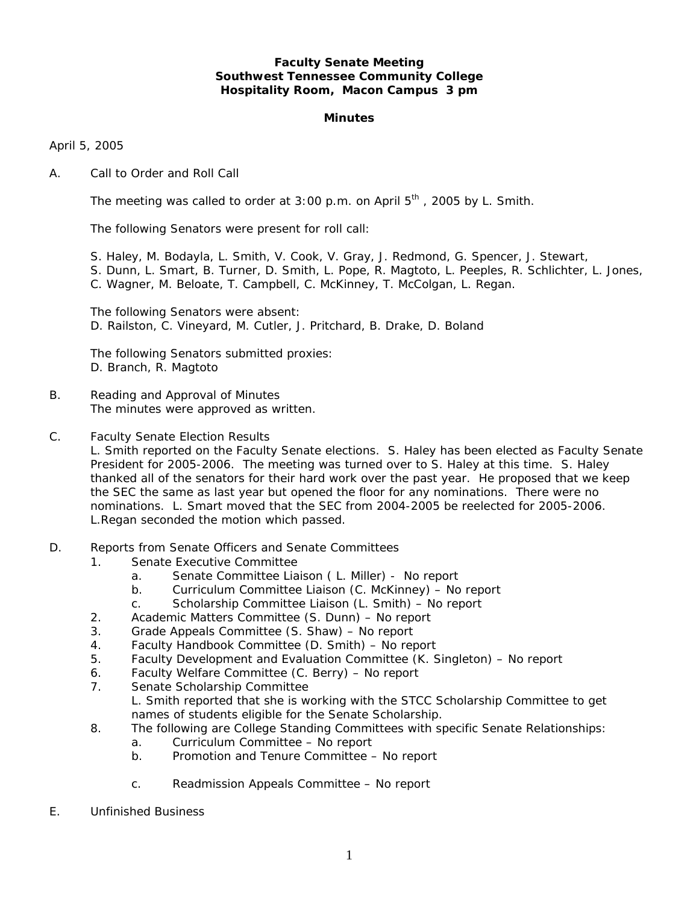**Faculty Senate Meeting**
**Southwest Tennessee Community College**
**Hospitality Room, Macon Campus 3 pm**

**Minutes**

April 5, 2005

A. Call to Order and Roll Call

The meeting was called to order at 3:00 p.m. on April 5th , 2005 by L. Smith.

The following Senators were present for roll call:

S. Haley, M. Bodayla, L. Smith, V. Cook, V. Gray, J. Redmond, G. Spencer, J. Stewart, S. Dunn, L. Smart, B. Turner, D. Smith, L. Pope, R. Magtoto, L. Peeples, R. Schlichter, L. Jones, C. Wagner, M. Beloate, T. Campbell, C. McKinney, T. McColgan, L. Regan.

The following Senators were absent:
D. Railston, C. Vineyard, M. Cutler, J. Pritchard, B. Drake, D. Boland

The following Senators submitted proxies:
D. Branch, R. Magtoto

B. Reading and Approval of Minutes
The minutes were approved as written.

C. Faculty Senate Election Results
L. Smith reported on the Faculty Senate elections. S. Haley has been elected as Faculty Senate President for 2005-2006. The meeting was turned over to S. Haley at this time. S. Haley thanked all of the senators for their hard work over the past year. He proposed that we keep the SEC the same as last year but opened the floor for any nominations. There were no nominations. L. Smart moved that the SEC from 2004-2005 be reelected for 2005-2006. L.Regan seconded the motion which passed.

D. Reports from Senate Officers and Senate Committees
1. Senate Executive Committee
   a. Senate Committee Liaison ( L. Miller) - No report
   b. Curriculum Committee Liaison (C. McKinney) – No report
   c. Scholarship Committee Liaison (L. Smith) – No report
2. Academic Matters Committee (S. Dunn) – No report
3. Grade Appeals Committee (S. Shaw) – No report
4. Faculty Handbook Committee (D. Smith) – No report
5. Faculty Development and Evaluation Committee (K. Singleton) – No report
6. Faculty Welfare Committee (C. Berry) – No report
7. Senate Scholarship Committee
   L. Smith reported that she is working with the STCC Scholarship Committee to get names of students eligible for the Senate Scholarship.
8. The following are College Standing Committees with specific Senate Relationships:
   a. Curriculum Committee – No report
   b. Promotion and Tenure Committee – No report
   c. Readmission Appeals Committee – No report

E. Unfinished Business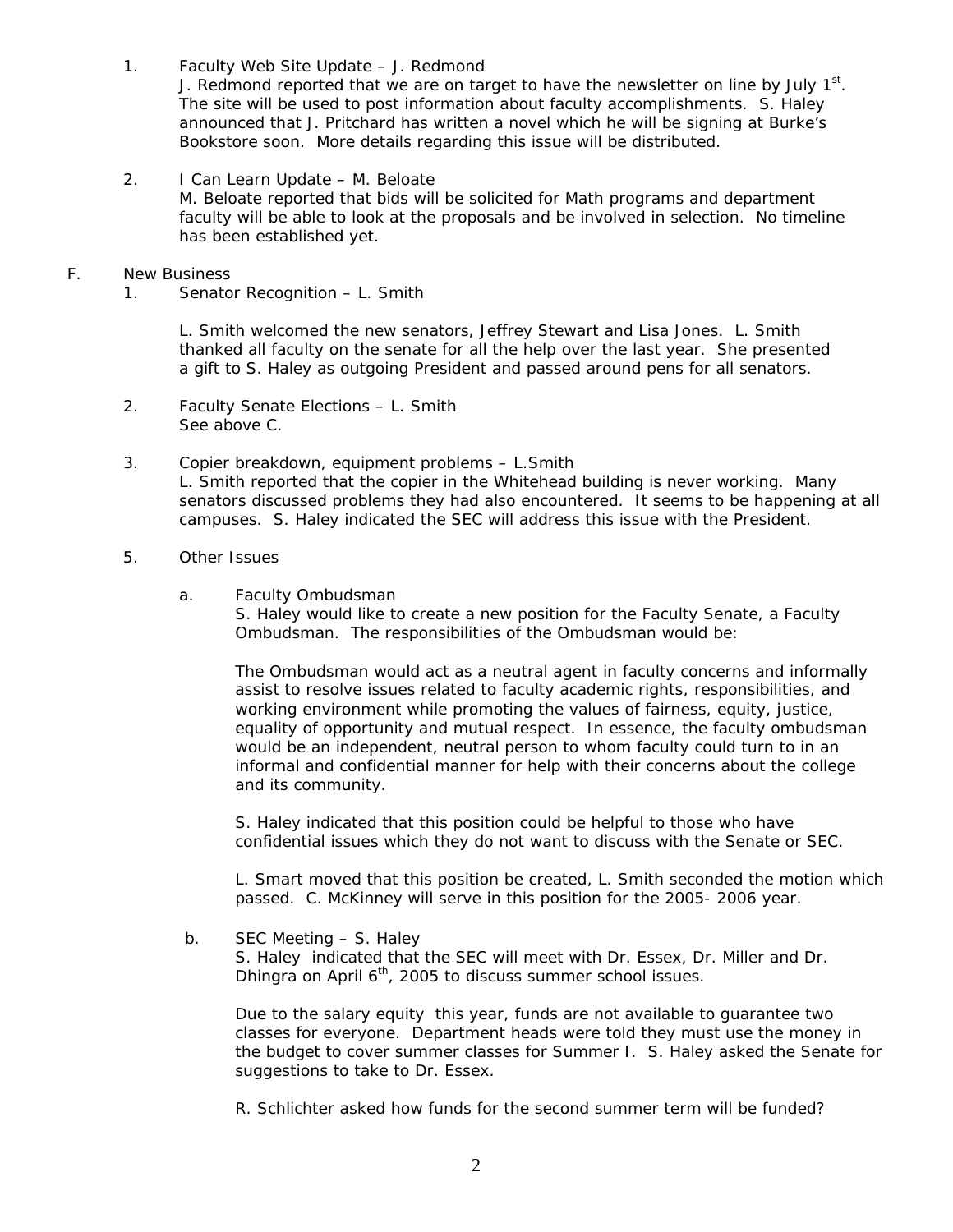1. Faculty Web Site Update – J. Redmond
   J. Redmond reported that we are on target to have the newsletter on line by July 1st. The site will be used to post information about faculty accomplishments. S. Haley announced that J. Pritchard has written a novel which he will be signing at Burke's Bookstore soon. More details regarding this issue will be distributed.

2. I Can Learn Update – M. Beloate
   M. Beloate reported that bids will be solicited for Math programs and department faculty will be able to look at the proposals and be involved in selection. No timeline has been established yet.

F. New Business

1. Senator Recognition – L. Smith

   L. Smith welcomed the new senators, Jeffrey Stewart and Lisa Jones. L. Smith thanked all faculty on the senate for all the help over the last year. She presented a gift to S. Haley as outgoing President and passed around pens for all senators.

2. Faculty Senate Elections – L. Smith
   See above C.

3. Copier breakdown, equipment problems – L.Smith
   L. Smith reported that the copier in the Whitehead building is never working. Many senators discussed problems they had also encountered. It seems to be happening at all campuses. S. Haley indicated the SEC will address this issue with the President.

5. Other Issues

   a. Faculty Ombudsman
      S. Haley would like to create a new position for the Faculty Senate, a Faculty Ombudsman. The responsibilities of the Ombudsman would be:

      The Ombudsman would act as a neutral agent in faculty concerns and informally assist to resolve issues related to faculty academic rights, responsibilities, and working environment while promoting the values of fairness, equity, justice, equality of opportunity and mutual respect. In essence, the faculty ombudsman would be an independent, neutral person to whom faculty could turn to in an informal and confidential manner for help with their concerns about the college and its community.

      S. Haley indicated that this position could be helpful to those who have confidential issues which they do not want to discuss with the Senate or SEC.

      L. Smart moved that this position be created, L. Smith seconded the motion which passed. C. McKinney will serve in this position for the 2005- 2006 year.

   b. SEC Meeting – S. Haley
      S. Haley indicated that the SEC will meet with Dr. Essex, Dr. Miller and Dr. Dhingra on April 6th, 2005 to discuss summer school issues.

      Due to the salary equity this year, funds are not available to guarantee two classes for everyone. Department heads were told they must use the money in the budget to cover summer classes for Summer I. S. Haley asked the Senate for suggestions to take to Dr. Essex.

      R. Schlichter asked how funds for the second summer term will be funded?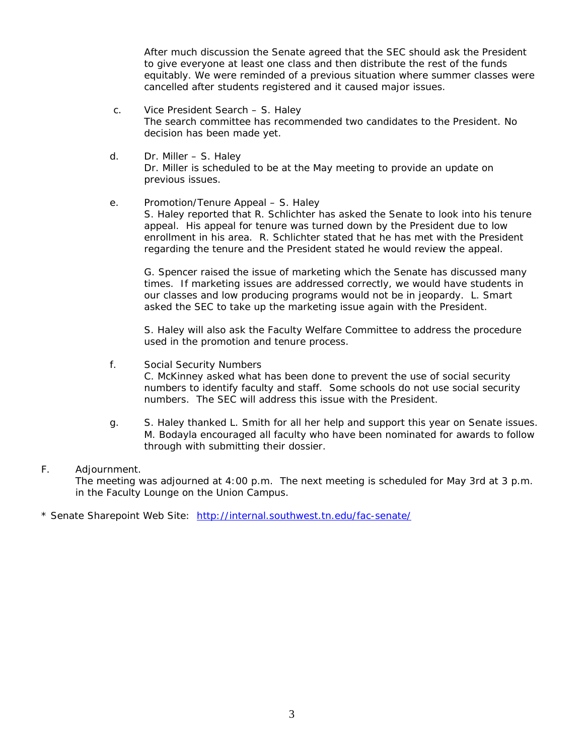After much discussion the Senate agreed that the SEC should ask the President to give everyone at least one class and then distribute the rest of the funds equitably. We were reminded of a previous situation where summer classes were cancelled after students registered and it caused major issues.

c. Vice President Search – S. Haley
   The search committee has recommended two candidates to the President. No decision has been made yet.

d. Dr. Miller – S. Haley
   Dr. Miller is scheduled to be at the May meeting to provide an update on previous issues.

e. Promotion/Tenure Appeal – S. Haley
   S. Haley reported that R. Schlichter has asked the Senate to look into his tenure appeal. His appeal for tenure was turned down by the President due to low enrollment in his area. R. Schlichter stated that he has met with the President regarding the tenure and the President stated he would review the appeal.

   G. Spencer raised the issue of marketing which the Senate has discussed many times. If marketing issues are addressed correctly, we would have students in our classes and low producing programs would not be in jeopardy. L. Smart asked the SEC to take up the marketing issue again with the President.

   S. Haley will also ask the Faculty Welfare Committee to address the procedure used in the promotion and tenure process.

f. Social Security Numbers
   C. McKinney asked what has been done to prevent the use of social security numbers to identify faculty and staff. Some schools do not use social security numbers. The SEC will address this issue with the President.

g. S. Haley thanked L. Smith for all her help and support this year on Senate issues. M. Bodayla encouraged all faculty who have been nominated for awards to follow through with submitting their dossier.

F. Adjournment.
   The meeting was adjourned at 4:00 p.m. The next meeting is scheduled for May 3rd at 3 p.m. in the Faculty Lounge on the Union Campus.

* Senate Sharepoint Web Site: [http://internal.southwest.tn.edu/fac-senate/](http://internal.southwest.tn.edu/fac-senate/)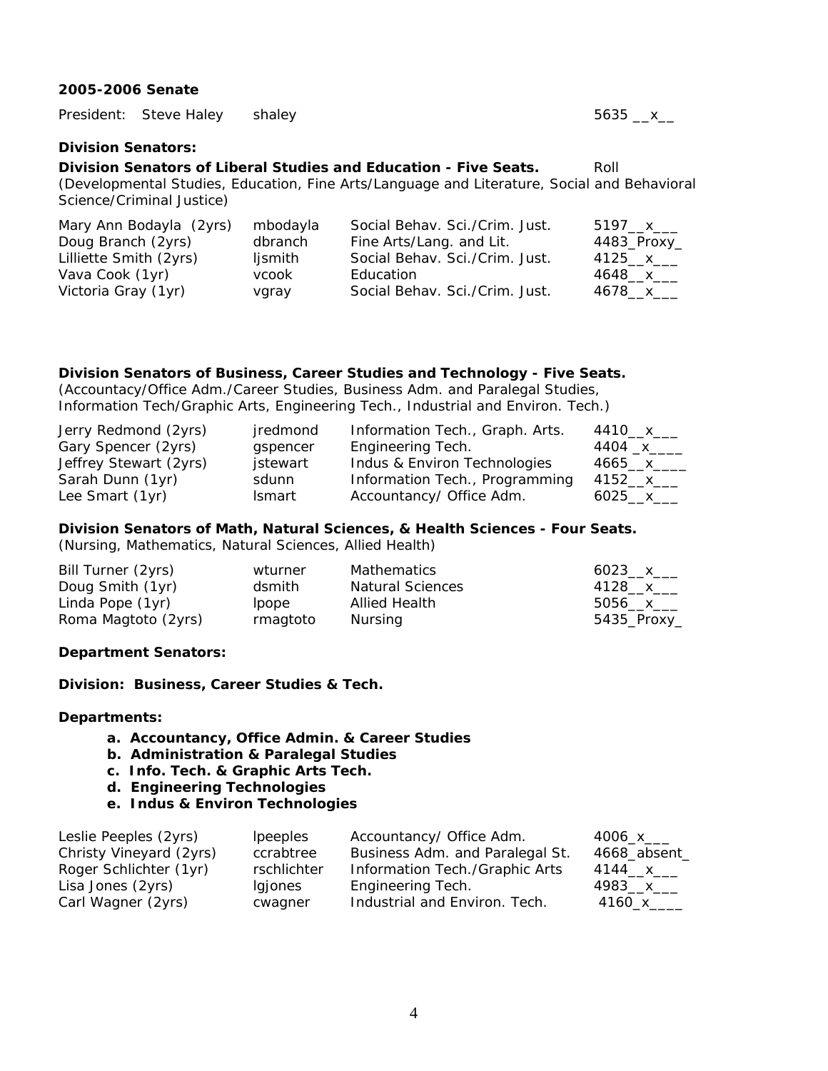**2005-2006 Senate**

President: Steve Haley shaley 5635 __x__

**Division Senators:**

**Division Senators of Liberal Studies and Education - Five Seats.** Roll
(Developmental Studies, Education, Fine Arts/Language and Literature, Social and Behavioral Science/Criminal Justice)

| | | | |
|---|---|---|---|
| Mary Ann Bodayla (2yrs) | mbodayla | Social Behav. Sci./Crim. Just. | 5197__x___ |
| Doug Branch (2yrs) | dbranch | Fine Arts/Lang. and Lit. | 4483_Proxy_ |
| Lilliette Smith (2yrs) | ljsmith | Social Behav. Sci./Crim. Just. | 4125__x___ |
| Vava Cook (1yr) | vcook | Education | 4648__x___ |
| Victoria Gray (1yr) | vgray | Social Behav. Sci./Crim. Just. | 4678__x___ |

**Division Senators of Business, Career Studies and Technology - Five Seats.**
(Accountacy/Office Adm./Career Studies, Business Adm. and Paralegal Studies, Information Tech/Graphic Arts, Engineering Tech., Industrial and Environ. Tech.)

| | | | |
|---|---|---|---|
| Jerry Redmond (2yrs) | jredmond | Information Tech., Graph. Arts. | 4410__x___ |
| Gary Spencer (2yrs) | gspencer | Engineering Tech. | 4404 _x____ |
| Jeffrey Stewart (2yrs) | jstewart | Indus & Environ Technologies | 4665__x____ |
| Sarah Dunn (1yr) | sdunn | Information Tech., Programming | 4152__x___ |
| Lee Smart (1yr) | lsmart | Accountancy/ Office Adm. | 6025__x___ |

**Division Senators of Math, Natural Sciences, & Health Sciences - Four Seats.**
(Nursing, Mathematics, Natural Sciences, Allied Health)

| | | | |
|---|---|---|---|
| Bill Turner (2yrs) | wturner | Mathematics | 6023__x___ |
| Doug Smith (1yr) | dsmith | Natural Sciences | 4128__x___ |
| Linda Pope (1yr) | lpope | Allied Health | 5056__x___ |
| Roma Magtoto (2yrs) | rmagtoto | Nursing | 5435_Proxy_ |

**Department Senators:**

**Division: Business, Career Studies & Tech.**

**Departments:**

a. **Accountancy, Office Admin. & Career Studies**
b. **Administration & Paralegal Studies**
c. **Info. Tech. & Graphic Arts Tech.**
d. **Engineering Technologies**
e. **Indus & Environ Technologies**

| | | | |
|---|---|---|---|
| Leslie Peeples (2yrs) | lpeeples | Accountancy/ Office Adm. | 4006_x___ |
| Christy Vineyard (2yrs) | ccrabtree | Business Adm. and Paralegal St. | 4668_absent_ |
| Roger Schlichter (1yr) | rschlichter | Information Tech./Graphic Arts | 4144__x___ |
| Lisa Jones (2yrs) | lgjones | Engineering Tech. | 4983__x___ |
| Carl Wagner (2yrs) | cwagner | Industrial and Environ. Tech. | 4160_x____ |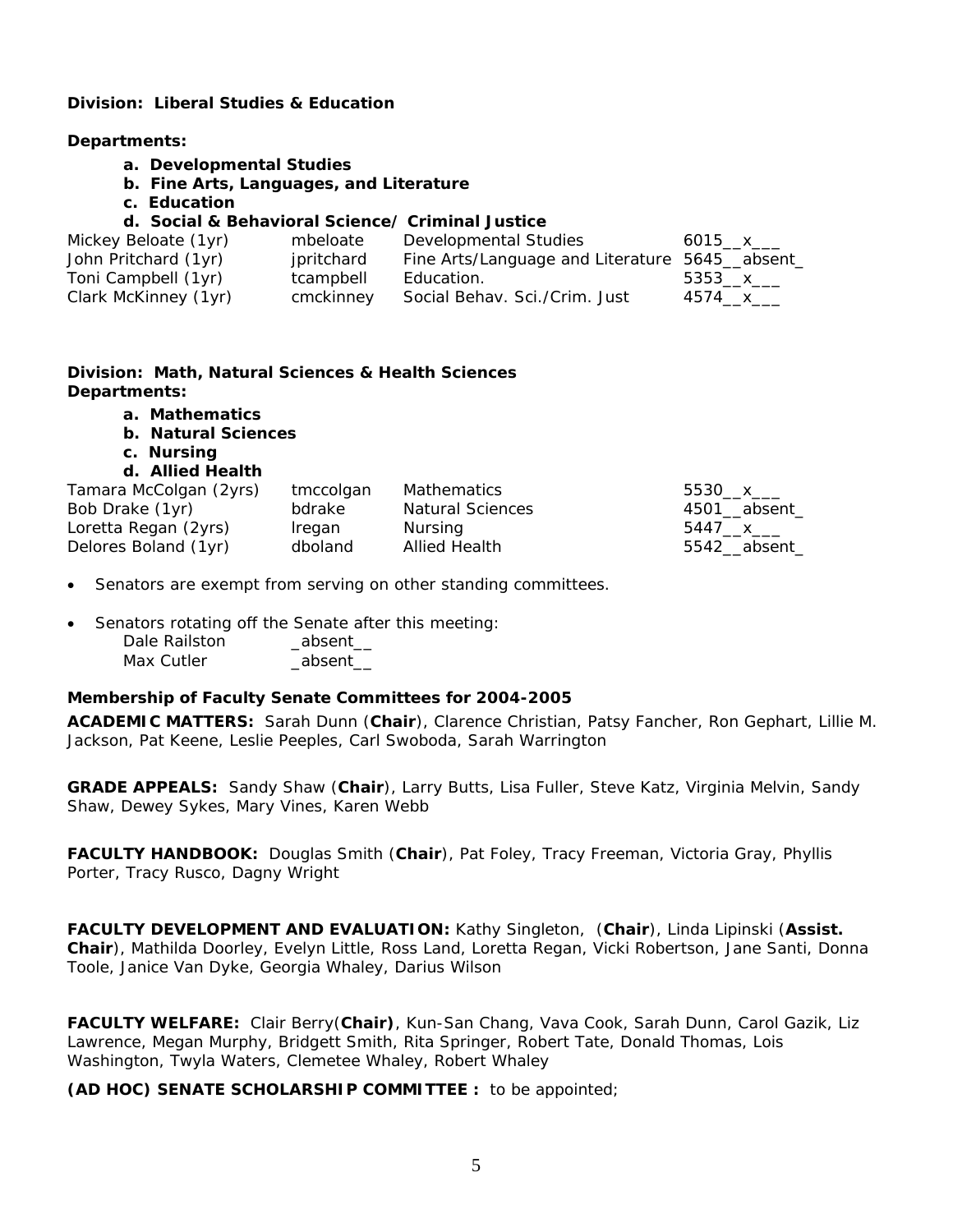**Division: Liberal Studies & Education**

**Departments:**

- **a. Developmental Studies**
- **b. Fine Arts, Languages, and Literature**
- **c. Education**
- **d. Social & Behavioral Science/ Criminal Justice**

| | | | |
|---|---|---|---|
| Mickey Beloate (1yr) | mbeloate | Developmental Studies | 6015__x___ |
| John Pritchard (1yr) | jpritchard | Fine Arts/Language and Literature | 5645__absent_ |
| Toni Campbell (1yr) | tcampbell | Education. | 5353__x___ |
| Clark McKinney (1yr) | cmckinney | Social Behav. Sci./Crim. Just | 4574__x___ |

**Division: Math, Natural Sciences & Health Sciences**

**Departments:**

- **a. Mathematics**
- **b. Natural Sciences**
- **c. Nursing**
- **d. Allied Health**

| | | | |
|---|---|---|---|
| Tamara McColgan (2yrs) | tmccolgan | Mathematics | 5530__x___ |
| Bob Drake (1yr) | bdrake | Natural Sciences | 4501__absent_ |
| Loretta Regan (2yrs) | lregan | Nursing | 5447__x___ |
| Delores Boland (1yr) | dboland | Allied Health | 5542__absent_ |

- Senators are exempt from serving on other standing committees.
- Senators rotating off the Senate after this meeting:
  - Dale Railston _absent__
  - Max Cutler _absent__

**Membership of Faculty Senate Committees for 2004-2005**

**ACADEMIC MATTERS:** Sarah Dunn (**Chair**), Clarence Christian, Patsy Fancher, Ron Gephart, Lillie M. Jackson, Pat Keene, Leslie Peeples, Carl Swoboda, Sarah Warrington

**GRADE APPEALS:** Sandy Shaw (**Chair**), Larry Butts, Lisa Fuller, Steve Katz, Virginia Melvin, Sandy Shaw, Dewey Sykes, Mary Vines, Karen Webb

**FACULTY HANDBOOK:** Douglas Smith (**Chair**), Pat Foley, Tracy Freeman, Victoria Gray, Phyllis Porter, Tracy Rusco, Dagny Wright

**FACULTY DEVELOPMENT AND EVALUATION:** Kathy Singleton, (**Chair**), Linda Lipinski (**Assist. Chair**), Mathilda Doorley, Evelyn Little, Ross Land, Loretta Regan, Vicki Robertson, Jane Santi, Donna Toole, Janice Van Dyke, Georgia Whaley, Darius Wilson

**FACULTY WELFARE:** Clair Berry(**Chair)**, Kun-San Chang, Vava Cook, Sarah Dunn, Carol Gazik, Liz Lawrence, Megan Murphy, Bridgett Smith, Rita Springer, Robert Tate, Donald Thomas, Lois Washington, Twyla Waters, Clemetee Whaley, Robert Whaley

**(AD HOC) SENATE SCHOLARSHIP COMMITTEE :** to be appointed;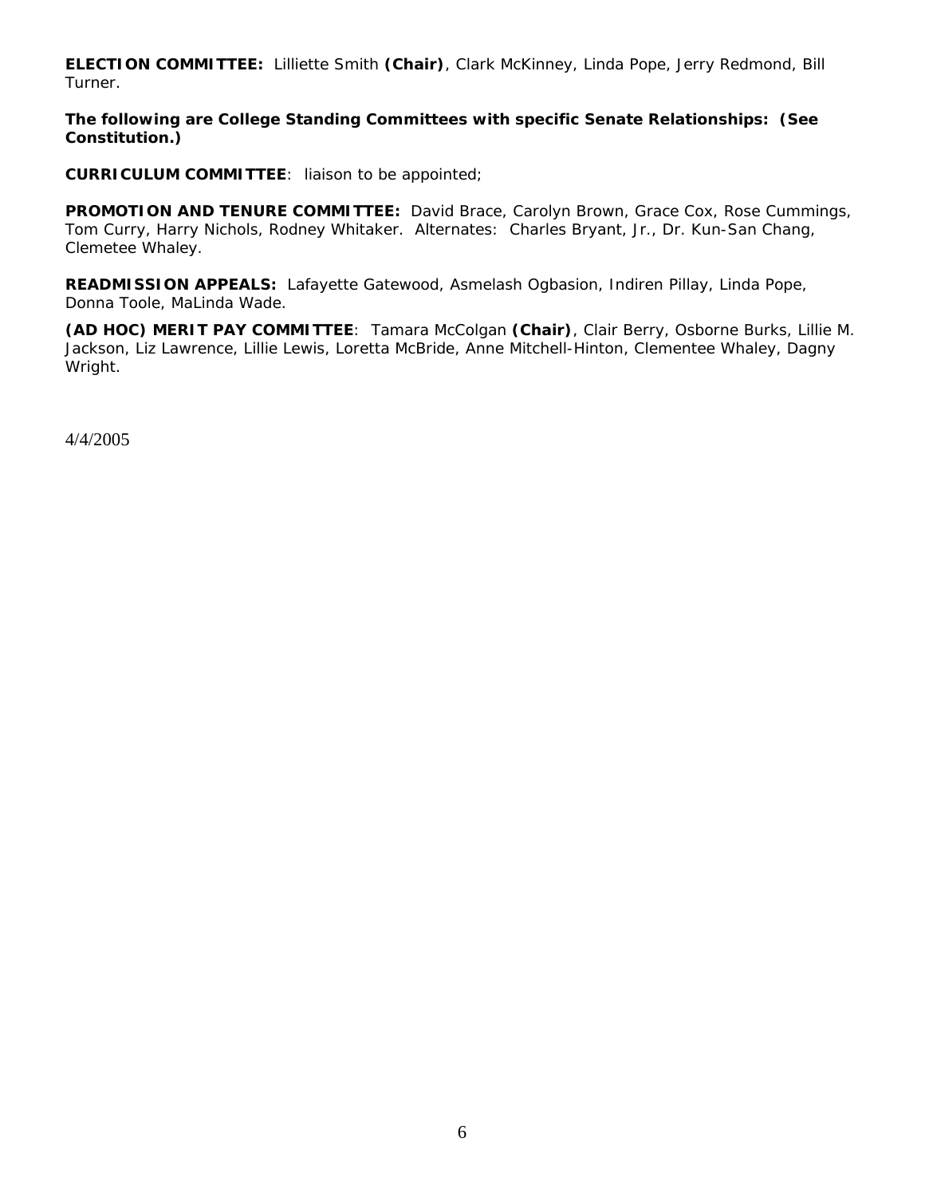**ELECTION COMMITTEE:** Lilliette Smith **(Chair)**, Clark McKinney, Linda Pope, Jerry Redmond, Bill Turner.

**The following are College Standing Committees with specific Senate Relationships: (See Constitution.)**

**CURRICULUM COMMITTEE**: liaison to be appointed;

**PROMOTION AND TENURE COMMITTEE:** David Brace, Carolyn Brown, Grace Cox, Rose Cummings, Tom Curry, Harry Nichols, Rodney Whitaker. Alternates: Charles Bryant, Jr., Dr. Kun-San Chang, Clemetee Whaley.

**READMISSION APPEALS:** Lafayette Gatewood, Asmelash Ogbasion, Indiren Pillay, Linda Pope, Donna Toole, MaLinda Wade.

**(AD HOC) MERIT PAY COMMITTEE**: Tamara McColgan **(Chair)**, Clair Berry, Osborne Burks, Lillie M. Jackson, Liz Lawrence, Lillie Lewis, Loretta McBride, Anne Mitchell-Hinton, Clementee Whaley, Dagny Wright.

4/4/2005